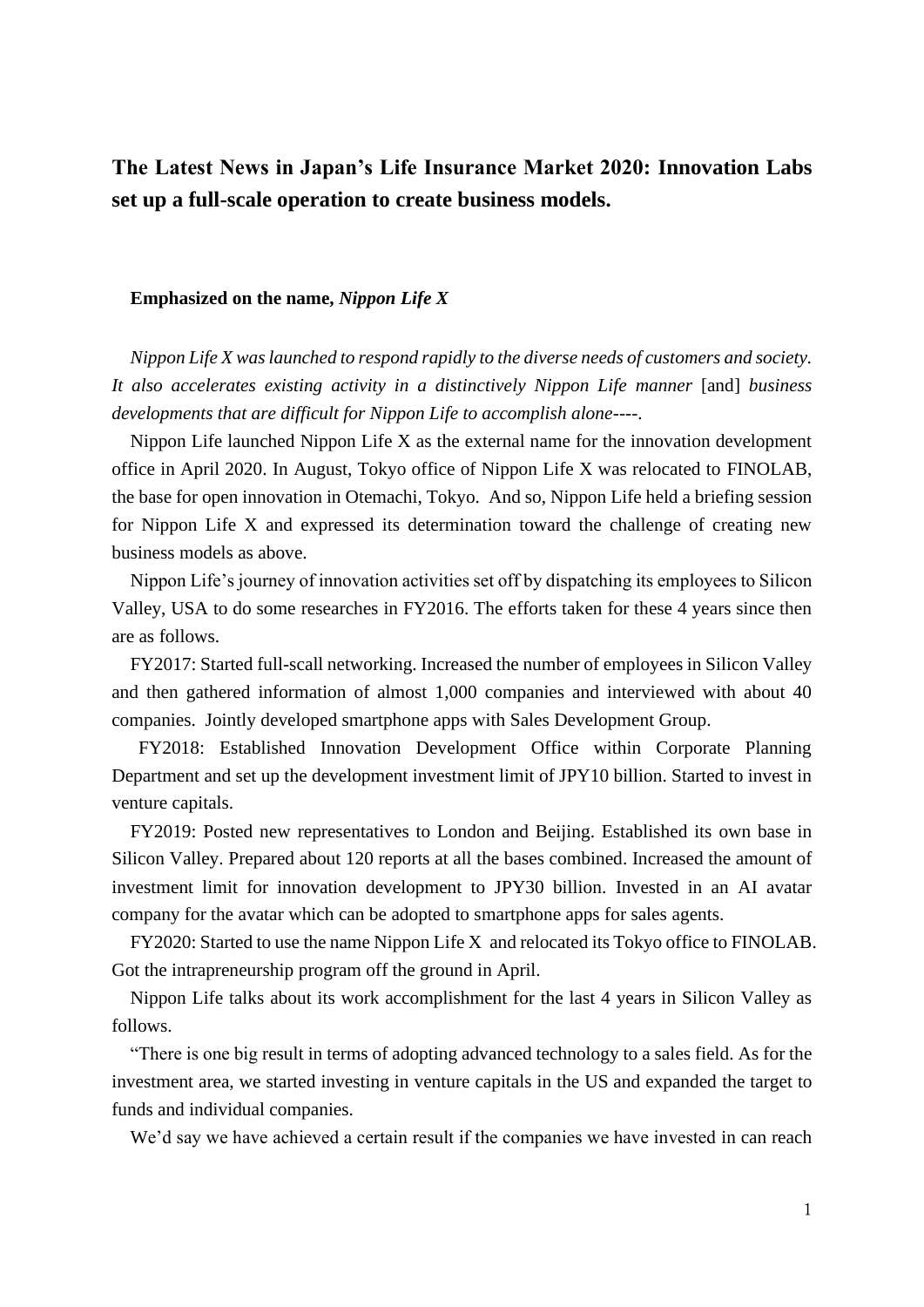# The Latest News in Japan's Life Insurance Market 2020: Innovation Labs set up a full-scale operation to create business models.

## Emphasized on the name, *Nippon Life X*

*Nippon Life X was launched to respond rapidly to the diverse needs of customers and society. It also accelerates existing activity in a distinctively Nippon Life manner* [and] *business developments that are difficult for Nippon Life to accomplish alone----.*

Nippon Life launched Nippon Life X as the external name for the innovation development office in April 2020. In August, Tokyo office of Nippon Life X was relocated to FINOLAB, the base for open innovation in Otemachi, Tokyo. And so, Nippon Life held a briefing session for Nippon Life X and expressed its determination toward the challenge of creating new business models as above.

Nippon Life's journey of innovation activities set off by dispatching its employees to Silicon Valley, USA to do some researches in FY2016. The efforts taken for these 4 years since then are as follows.

FY2017: Started full-scall networking. Increased the number of employees in Silicon Valley and then gathered information of almost 1,000 companies and interviewed with about 40 companies. Jointly developed smartphone apps with Sales Development Group.

FY2018: Established Innovation Development Office within Corporate Planning Department and set up the development investment limit of JPY10 billion. Started to invest in venture capitals.

FY2019: Posted new representatives to London and Beijing. Established its own base in Silicon Valley. Prepared about 120 reports at all the bases combined. Increased the amount of investment limit for innovation development to JPY30 billion. Invested in an AI avatar company for the avatar which can be adopted to smartphone apps for sales agents.

FY2020: Started to use the name Nippon Life X and relocated its Tokyo office to FINOLAB. Got the intrapreneurship program off the ground in April.

Nippon Life talks about its work accomplishment for the last 4 years in Silicon Valley as follows.

"There is one big result in terms of adopting advanced technology to a sales field. As for the investment area, we started investing in venture capitals in the US and expanded the target to funds and individual companies.

We'd say we have achieved a certain result if the companies we have invested in can reach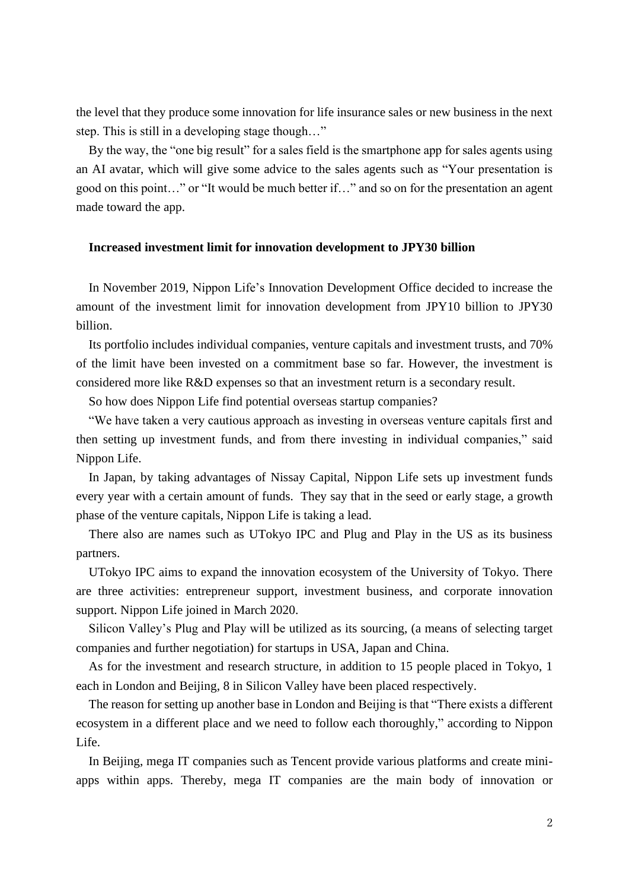the level that they produce some innovation for life insurance sales or new business in the next step. This is still in a developing stage though…"

By the way, the "one big result" for a sales field is the smartphone app for sales agents using an AI avatar, which will give some advice to the sales agents such as "Your presentation is good on this point…" or "It would be much better if…" and so on for the presentation an agent made toward the app.

**Increased investment limit for innovation development to JPY30 billion**

In November 2019, Nippon Life's Innovation Development Office decided to increase the amount of the investment limit for innovation development from JPY10 billion to JPY30 billion.

Its portfolio includes individual companies, venture capitals and investment trusts, and 70% of the limit have been invested on a commitment base so far. However, the investment is considered more like R&D expenses so that an investment return is a secondary result.

So how does Nippon Life find potential overseas startup companies?

"We have taken a very cautious approach as investing in overseas venture capitals first and then setting up investment funds, and from there investing in individual companies," said Nippon Life.

In Japan, by taking advantages of Nissay Capital, Nippon Life sets up investment funds every year with a certain amount of funds. They say that in the seed or early stage, a growth phase of the venture capitals, Nippon Life is taking a lead.

There also are names such as UTokyo IPC and Plug and Play in the US as its business partners.

UTokyo IPC aims to expand the innovation ecosystem of the University of Tokyo. There are three activities: entrepreneur support, investment business, and corporate innovation support. Nippon Life joined in March 2020.

Silicon Valley's Plug and Play will be utilized as its sourcing, (a means of selecting target companies and further negotiation) for startups in USA, Japan and China.

As for the investment and research structure, in addition to 15 people placed in Tokyo, 1 each in London and Beijing, 8 in Silicon Valley have been placed respectively.

The reason for setting up another base in London and Beijing is that "There exists a different ecosystem in a different place and we need to follow each thoroughly," according to Nippon Life.

In Beijing, mega IT companies such as Tencent provide various platforms and create mini-apps within apps. Thereby, mega IT companies are the main body of innovation or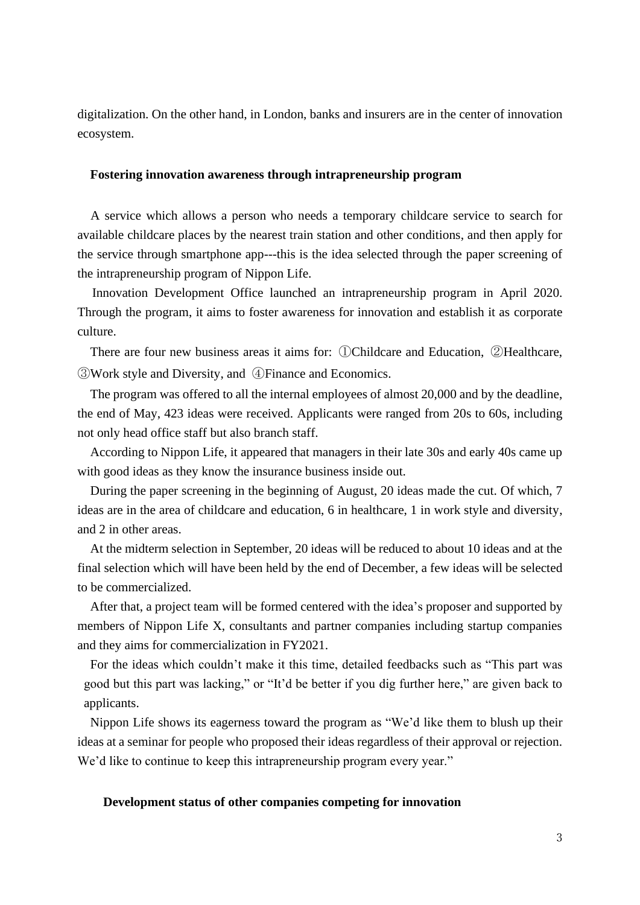digitalization. On the other hand, in London, banks and insurers are in the center of innovation ecosystem.

**Fostering innovation awareness through intrapreneurship program**

A service which allows a person who needs a temporary childcare service to search for available childcare places by the nearest train station and other conditions, and then apply for the service through smartphone app---this is the idea selected through the paper screening of the intrapreneurship program of Nippon Life.

Innovation Development Office launched an intrapreneurship program in April 2020. Through the program, it aims to foster awareness for innovation and establish it as corporate culture.

There are four new business areas it aims for: ①Childcare and Education, ②Healthcare, ③Work style and Diversity, and ④Finance and Economics.

The program was offered to all the internal employees of almost 20,000 and by the deadline, the end of May, 423 ideas were received. Applicants were ranged from 20s to 60s, including not only head office staff but also branch staff.

According to Nippon Life, it appeared that managers in their late 30s and early 40s came up with good ideas as they know the insurance business inside out.

During the paper screening in the beginning of August, 20 ideas made the cut. Of which, 7 ideas are in the area of childcare and education, 6 in healthcare, 1 in work style and diversity, and 2 in other areas.

At the midterm selection in September, 20 ideas will be reduced to about 10 ideas and at the final selection which will have been held by the end of December, a few ideas will be selected to be commercialized.

After that, a project team will be formed centered with the idea's proposer and supported by members of Nippon Life X, consultants and partner companies including startup companies and they aims for commercialization in FY2021.

For the ideas which couldn't make it this time, detailed feedbacks such as "This part was good but this part was lacking," or "It'd be better if you dig further here," are given back to applicants.

Nippon Life shows its eagerness toward the program as "We'd like them to blush up their ideas at a seminar for people who proposed their ideas regardless of their approval or rejection. We'd like to continue to keep this intrapreneurship program every year."

**Development status of other companies competing for innovation**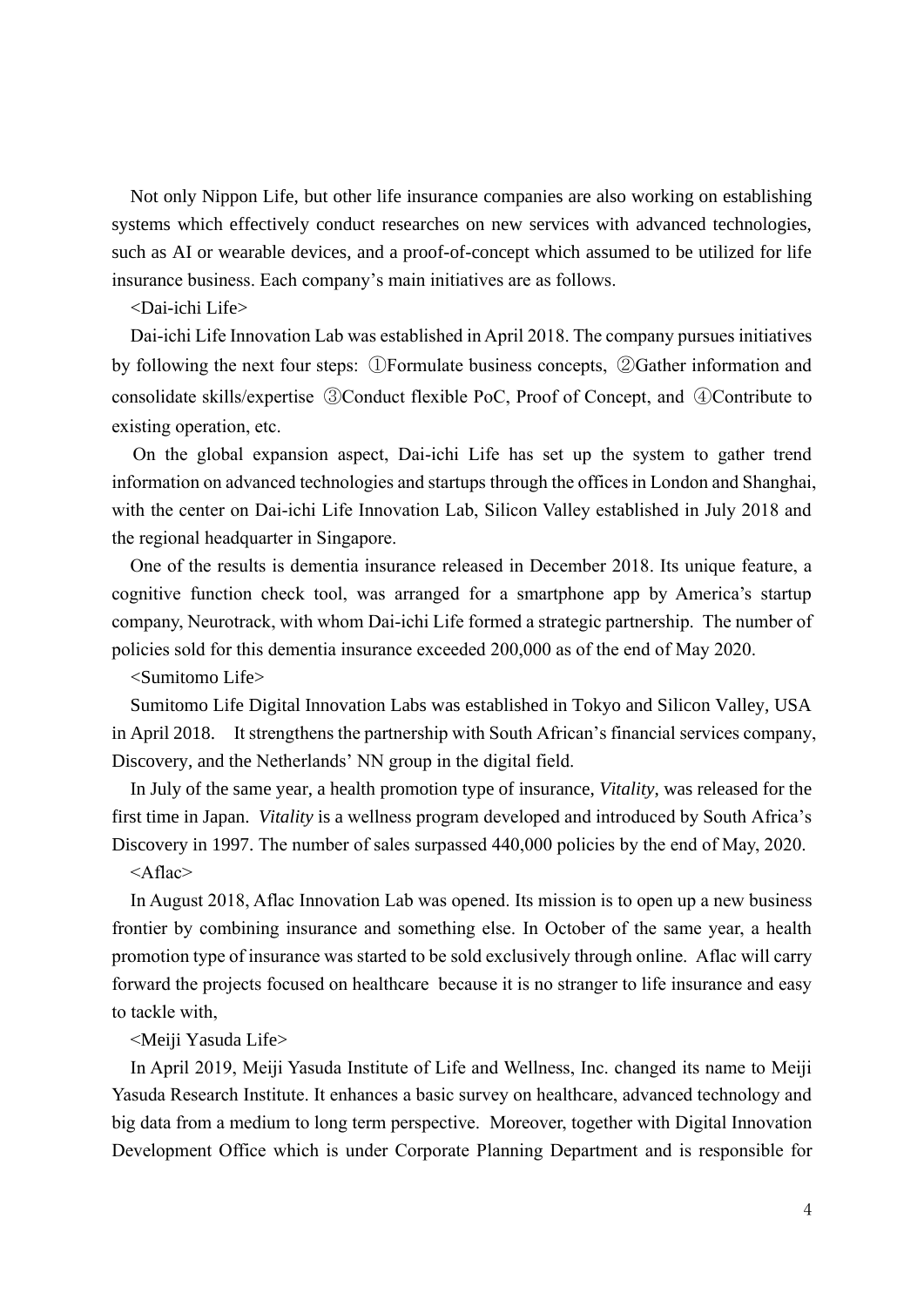Not only Nippon Life, but other life insurance companies are also working on establishing systems which effectively conduct researches on new services with advanced technologies, such as AI or wearable devices, and a proof-of-concept which assumed to be utilized for life insurance business. Each company's main initiatives are as follows.

<Dai-ichi Life>

Dai-ichi Life Innovation Lab was established in April 2018. The company pursues initiatives by following the next four steps: ①Formulate business concepts, ②Gather information and consolidate skills/expertise ③Conduct flexible PoC, Proof of Concept, and ④Contribute to existing operation, etc.

On the global expansion aspect, Dai-ichi Life has set up the system to gather trend information on advanced technologies and startups through the offices in London and Shanghai, with the center on Dai-ichi Life Innovation Lab, Silicon Valley established in July 2018 and the regional headquarter in Singapore.

One of the results is dementia insurance released in December 2018. Its unique feature, a cognitive function check tool, was arranged for a smartphone app by America's startup company, Neurotrack, with whom Dai-ichi Life formed a strategic partnership. The number of policies sold for this dementia insurance exceeded 200,000 as of the end of May 2020.

<Sumitomo Life>

Sumitomo Life Digital Innovation Labs was established in Tokyo and Silicon Valley, USA in April 2018. It strengthens the partnership with South African's financial services company, Discovery, and the Netherlands' NN group in the digital field.

In July of the same year, a health promotion type of insurance, *Vitality*, was released for the first time in Japan. *Vitality* is a wellness program developed and introduced by South Africa's Discovery in 1997. The number of sales surpassed 440,000 policies by the end of May, 2020.

<Aflac>

In August 2018, Aflac Innovation Lab was opened. Its mission is to open up a new business frontier by combining insurance and something else. In October of the same year, a health promotion type of insurance was started to be sold exclusively through online. Aflac will carry forward the projects focused on healthcare because it is no stranger to life insurance and easy to tackle with,

<Meiji Yasuda Life>

In April 2019, Meiji Yasuda Institute of Life and Wellness, Inc. changed its name to Meiji Yasuda Research Institute. It enhances a basic survey on healthcare, advanced technology and big data from a medium to long term perspective. Moreover, together with Digital Innovation Development Office which is under Corporate Planning Department and is responsible for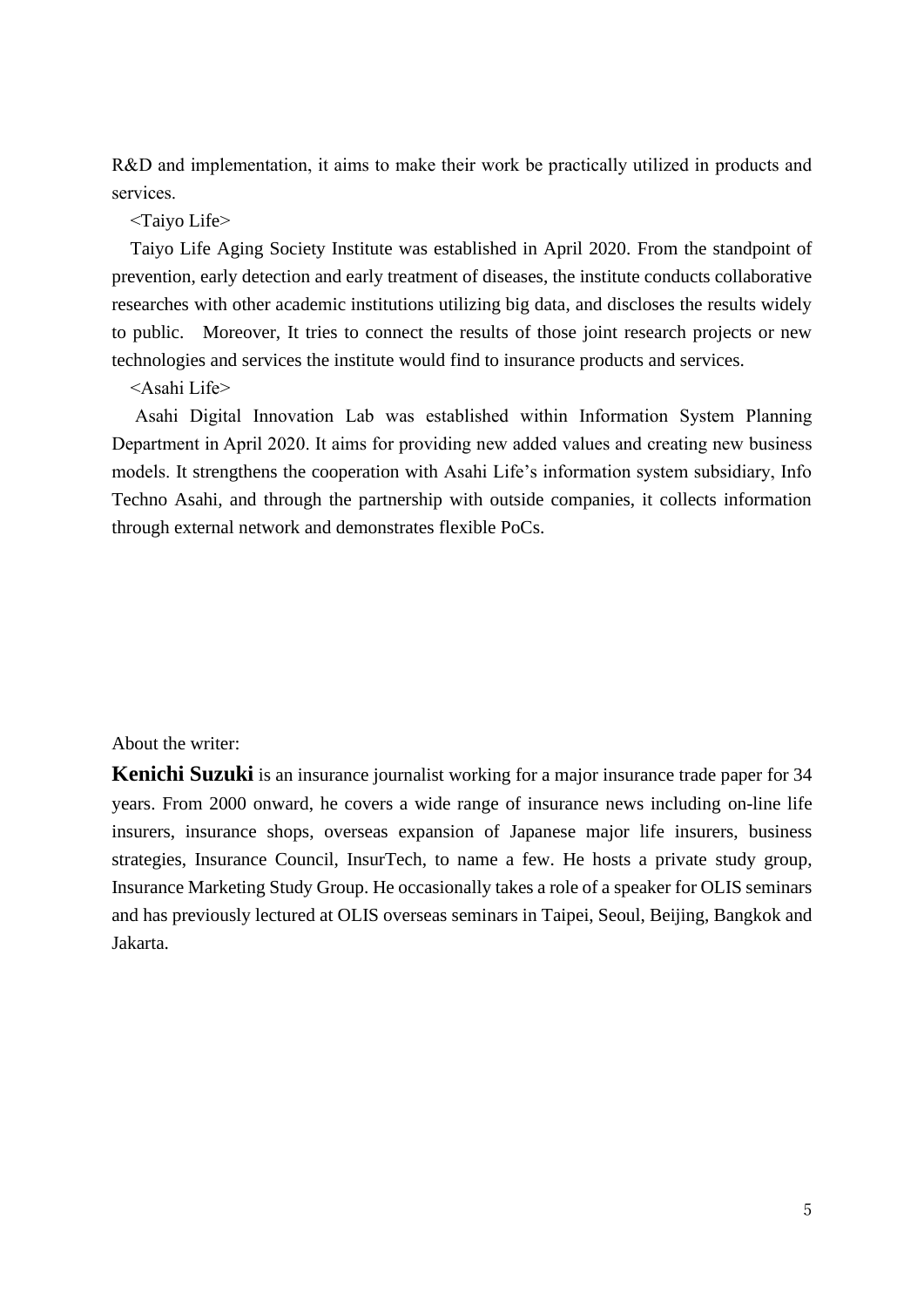R&D and implementation, it aims to make their work be practically utilized in products and services.

<Taiyo Life>

Taiyo Life Aging Society Institute was established in April 2020. From the standpoint of prevention, early detection and early treatment of diseases, the institute conducts collaborative researches with other academic institutions utilizing big data, and discloses the results widely to public. Moreover, It tries to connect the results of those joint research projects or new technologies and services the institute would find to insurance products and services.

<Asahi Life>

Asahi Digital Innovation Lab was established within Information System Planning Department in April 2020. It aims for providing new added values and creating new business models. It strengthens the cooperation with Asahi Life's information system subsidiary, Info Techno Asahi, and through the partnership with outside companies, it collects information through external network and demonstrates flexible PoCs.

About the writer:

**Kenichi Suzuki** is an insurance journalist working for a major insurance trade paper for 34 years. From 2000 onward, he covers a wide range of insurance news including on-line life insurers, insurance shops, overseas expansion of Japanese major life insurers, business strategies, Insurance Council, InsurTech, to name a few. He hosts a private study group, Insurance Marketing Study Group. He occasionally takes a role of a speaker for OLIS seminars and has previously lectured at OLIS overseas seminars in Taipei, Seoul, Beijing, Bangkok and Jakarta.